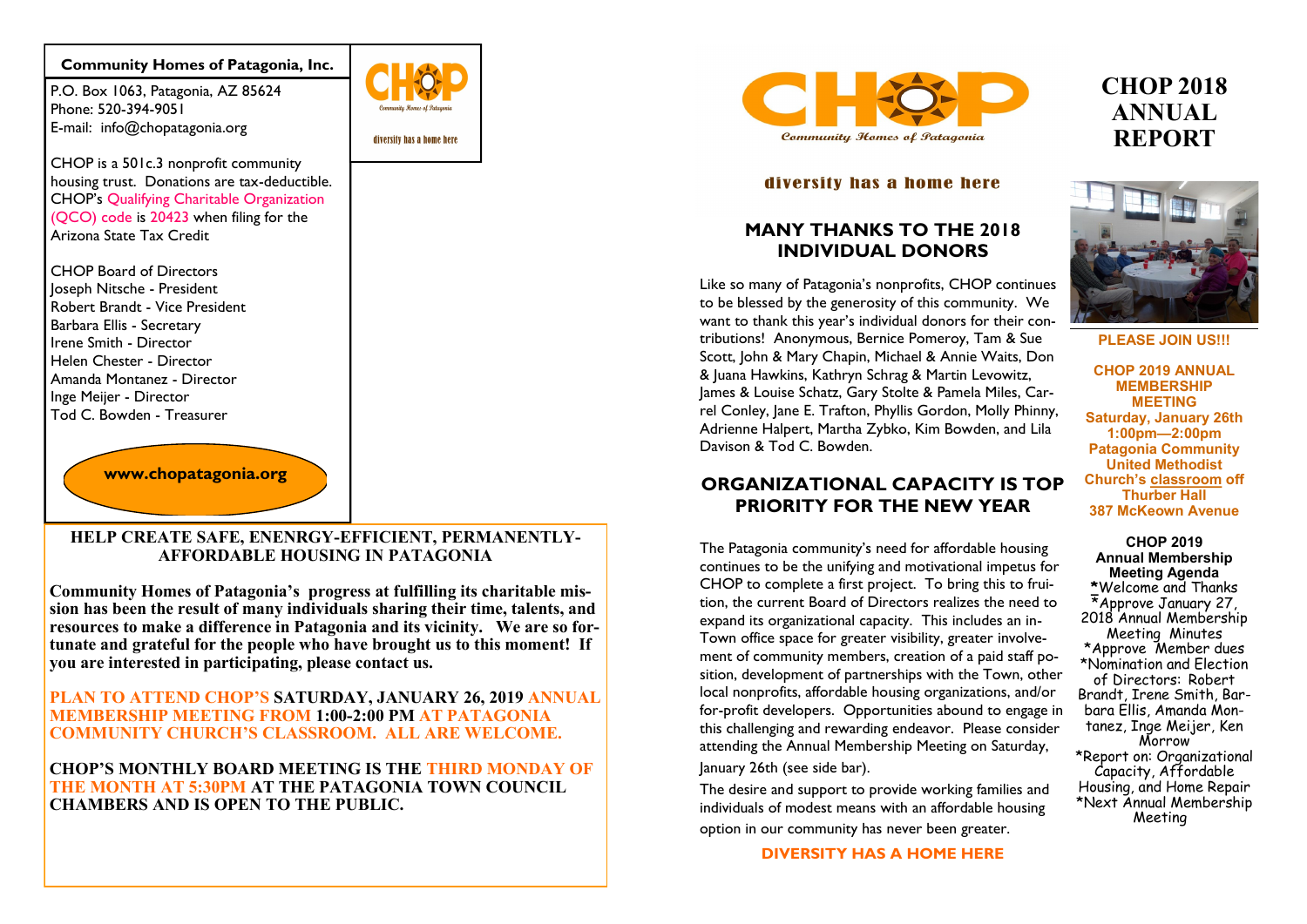**Community Homes of Patagonia, Inc.**

P.O. Box 1063, Patagonia, AZ 85624
Phone: 520-394-9051
E-mail: info@chopatagonia.org

CHOP is a 501c.3 nonprofit community housing trust. Donations are tax-deductible. CHOP's Qualifying Charitable Organization (QCO) code is 20423 when filing for the Arizona State Tax Credit

CHOP Board of Directors
Joseph Nitsche - President
Robert Brandt - Vice President
Barbara Ellis - Secretary
Irene Smith - Director
Helen Chester - Director
Amanda Montanez - Director
Inge Meijer - Director
Tod C. Bowden - Treasurer

CHOP
Community Homes of Patagonia
diversity has a home here

**www.chopatagonia.org**

## HELP CREATE SAFE, ENENRGY-EFFICIENT, PERMANENTLY-AFFORDABLE HOUSING IN PATAGONIA

**Community Homes of Patagonia's progress at fulfilling its charitable mission has been the result of many individuals sharing their time, talents, and resources to make a difference in Patagonia and its vicinity. We are so fortunate and grateful for the people who have brought us to this moment! If you are interested in participating, please contact us.**

**PLAN TO ATTEND CHOP'S SATURDAY, JANUARY 26, 2019 ANNUAL MEMBERSHIP MEETING FROM 1:00-2:00 PM AT PATAGONIA COMMUNITY CHURCH'S CLASSROOM. ALL ARE WELCOME.**

**CHOP'S MONTHLY BOARD MEETING IS THE THIRD MONDAY OF THE MONTH AT 5:30PM AT THE PATAGONIA TOWN COUNCIL CHAMBERS AND IS OPEN TO THE PUBLIC.**

CHOP
Community Homes of Patagonia

**diversity has a home here**

## MANY THANKS TO THE 2018 INDIVIDUAL DONORS

Like so many of Patagonia's nonprofits, CHOP continues to be blessed by the generosity of this community. We want to thank this year's individual donors for their contributions! Anonymous, Bernice Pomeroy, Tam & Sue Scott, John & Mary Chapin, Michael & Annie Waits, Don & Juana Hawkins, Kathryn Schrag & Martin Levowitz, James & Louise Schatz, Gary Stolte & Pamela Miles, Carrel Conley, Jane E. Trafton, Phyllis Gordon, Molly Phinny, Adrienne Halpert, Martha Zybko, Kim Bowden, and Lila Davison & Tod C. Bowden.

## ORGANIZATIONAL CAPACITY IS TOP PRIORITY FOR THE NEW YEAR

The Patagonia community's need for affordable housing continues to be the unifying and motivational impetus for CHOP to complete a first project. To bring this to fruition, the current Board of Directors realizes the need to expand its organizational capacity. This includes an in-Town office space for greater visibility, greater involvement of community members, creation of a paid staff position, development of partnerships with the Town, other local nonprofits, affordable housing organizations, and/or for-profit developers. Opportunities abound to engage in this challenging and rewarding endeavor. Please consider attending the Annual Membership Meeting on Saturday, January 26th (see side bar).

The desire and support to provide working families and individuals of modest means with an affordable housing option in our community has never been greater.

**DIVERSITY HAS A HOME HERE**

# CHOP 2018 ANNUAL REPORT

**PLEASE JOIN US!!!**

**CHOP 2019 ANNUAL MEMBERSHIP MEETING**
**Saturday, January 26th**
**1:00pm—2:00pm**
**Patagonia Community United Methodist Church's classroom off Thurber Hall**
**387 McKeown Avenue**

**CHOP 2019 Annual Membership Meeting Agenda**

*Welcome and Thanks
*Approve January 27, 2018 Annual Membership Meeting Minutes
*Approve Member dues
*Nomination and Election of Directors: Robert Brandt, Irene Smith, Barbara Ellis, Amanda Montanez, Inge Meijer, Ken Morrow
*Report on: Organizational Capacity, Affordable Housing, and Home Repair
*Next Annual Membership Meeting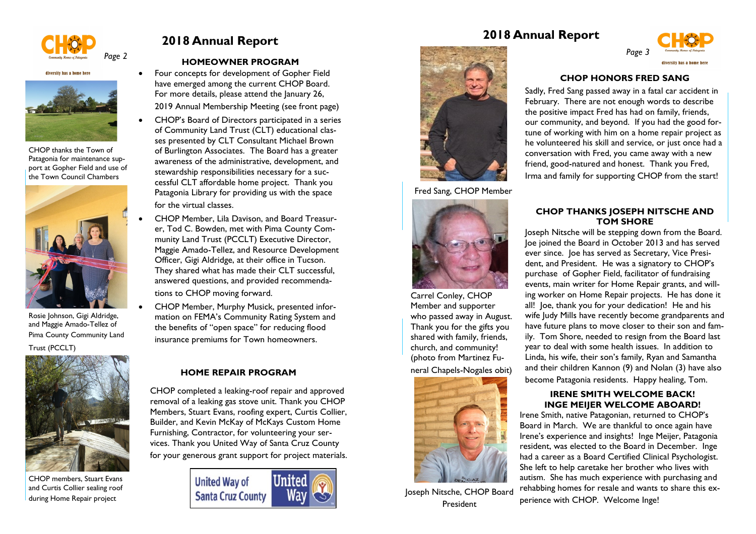# 2018 Annual Report

diversity has a home here

CHOP thanks the Town of Patagonia for maintenance support at Gopher Field and use of the Town Council Chambers

Rosie Johnson, Gigi Aldridge, and Maggie Amado-Tellez of Pima County Community Land Trust (PCCLT)

CHOP members, Stuart Evans and Curtis Collier sealing roof during Home Repair project

## HOMEOWNER PROGRAM

- Four concepts for development of Gopher Field have emerged among the current CHOP Board. For more details, please attend the January 26, 2019 Annual Membership Meeting (see front page)
- CHOP's Board of Directors participated in a series of Community Land Trust (CLT) educational classes presented by CLT Consultant Michael Brown of Burlington Associates. The Board has a greater awareness of the administrative, development, and stewardship responsibilities necessary for a successful CLT affordable home project. Thank you Patagonia Library for providing us with the space for the virtual classes.
- CHOP Member, Lila Davison, and Board Treasurer, Tod C. Bowden, met with Pima County Community Land Trust (PCCLT) Executive Director, Maggie Amado-Tellez, and Resource Development Officer, Gigi Aldridge, at their office in Tucson. They shared what has made their CLT successful, answered questions, and provided recommendations to CHOP moving forward.
- CHOP Member, Murphy Musick, presented information on FEMA's Community Rating System and the benefits of "open space" for reducing flood insurance premiums for Town homeowners.

## HOME REPAIR PROGRAM

CHOP completed a leaking-roof repair and approved removal of a leaking gas stove unit. Thank you CHOP Members, Stuart Evans, roofing expert, Curtis Collier, Builder, and Kevin McKay of McKays Custom Home Furnishing, Contractor, for volunteering your services. Thank you United Way of Santa Cruz County for your generous grant support for project materials.

United Way of Santa Cruz County

# 2018 Annual Report

Fred Sang, CHOP Member

Carrel Conley, CHOP Member and supporter who passed away in August. Thank you for the gifts you shared with family, friends, church, and community! (photo from Martinez Funeral Chapels-Nogales obit)

Joseph Nitsche, CHOP Board President

## CHOP HONORS FRED SANG

Sadly, Fred Sang passed away in a fatal car accident in February. There are not enough words to describe the positive impact Fred has had on family, friends, our community, and beyond. If you had the good fortune of working with him on a home repair project as he volunteered his skill and service, or just once had a conversation with Fred, you came away with a new friend, good-natured and honest. Thank you Fred, Irma and family for supporting CHOP from the start!

## CHOP THANKS JOSEPH NITSCHE AND TOM SHORE

Joseph Nitsche will be stepping down from the Board. Joe joined the Board in October 2013 and has served ever since. Joe has served as Secretary, Vice President, and President. He was a signatory to CHOP's purchase of Gopher Field, facilitator of fundraising events, main writer for Home Repair grants, and willing worker on Home Repair projects. He has done it all! Joe, thank you for your dedication! He and his wife Judy Mills have recently become grandparents and have future plans to move closer to their son and family. Tom Shore, needed to resign from the Board last year to deal with some health issues. In addition to Linda, his wife, their son's family, Ryan and Samantha and their children Kannon (9) and Nolan (3) have also become Patagonia residents. Happy healing, Tom.

## IRENE SMITH WELCOME BACK! INGE MEIJER WELCOME ABOARD!

Irene Smith, native Patagonian, returned to CHOP's Board in March. We are thankful to once again have Irene's experience and insights! Inge Meijer, Patagonia resident, was elected to the Board in December. Inge had a career as a Board Certified Clinical Psychologist. She left to help caretake her brother who lives with autism. She has much experience with purchasing and rehabbing homes for resale and wants to share this experience with CHOP. Welcome Inge!